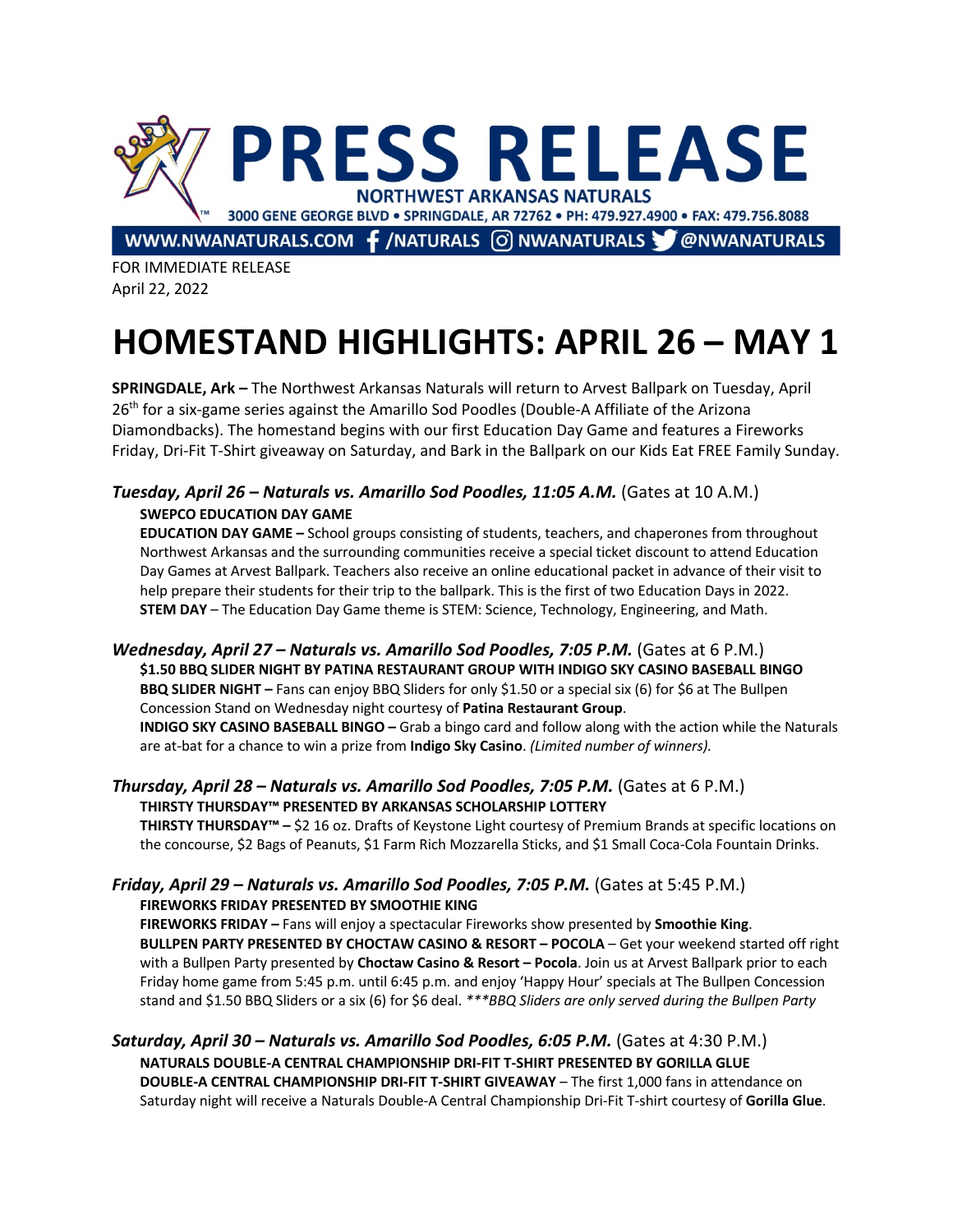# PRESS RELEASE

**NORTHWEST ARKANSAS NATURALS**

3000 GENE GEORGE BLVD • SPRINGDALE, AR 72762 • PH: 479.927.4900 • FAX: 479.756.8088

WWW.NWANATURALS.COM /NATURALS NWANATURALS @NWANATURALS

FOR IMMEDIATE RELEASE
April 22, 2022

# HOMESTAND HIGHLIGHTS: APRIL 26 – MAY 1

**SPRINGDALE, Ark –** The Northwest Arkansas Naturals will return to Arvest Ballpark on Tuesday, April 26th for a six-game series against the Amarillo Sod Poodles (Double-A Affiliate of the Arizona Diamondbacks). The homestand begins with our first Education Day Game and features a Fireworks Friday, Dri-Fit T-Shirt giveaway on Saturday, and Bark in the Ballpark on our Kids Eat FREE Family Sunday.

### *Tuesday, April 26 – Naturals vs. Amarillo Sod Poodles, 11:05 A.M.* (Gates at 10 A.M.)

**SWEPCO EDUCATION DAY GAME**

**EDUCATION DAY GAME –** School groups consisting of students, teachers, and chaperones from throughout Northwest Arkansas and the surrounding communities receive a special ticket discount to attend Education Day Games at Arvest Ballpark. Teachers also receive an online educational packet in advance of their visit to help prepare their students for their trip to the ballpark. This is the first of two Education Days in 2022.

**STEM DAY** – The Education Day Game theme is STEM: Science, Technology, Engineering, and Math.

### *Wednesday, April 27 – Naturals vs. Amarillo Sod Poodles, 7:05 P.M.* (Gates at 6 P.M.)

**$1.50 BBQ SLIDER NIGHT BY PATINA RESTAURANT GROUP WITH INDIGO SKY CASINO BASEBALL BINGO**

**BBQ SLIDER NIGHT –** Fans can enjoy BBQ Sliders for only $1.50 or a special six (6) for $6 at The Bullpen Concession Stand on Wednesday night courtesy of **Patina Restaurant Group**.

**INDIGO SKY CASINO BASEBALL BINGO –** Grab a bingo card and follow along with the action while the Naturals are at-bat for a chance to win a prize from **Indigo Sky Casino**. *(Limited number of winners).*

### *Thursday, April 28 – Naturals vs. Amarillo Sod Poodles, 7:05 P.M.* (Gates at 6 P.M.)

**THIRSTY THURSDAY™ PRESENTED BY ARKANSAS SCHOLARSHIP LOTTERY**

**THIRSTY THURSDAY™ –** $2 16 oz. Drafts of Keystone Light courtesy of Premium Brands at specific locations on the concourse, $2 Bags of Peanuts, $1 Farm Rich Mozzarella Sticks, and $1 Small Coca-Cola Fountain Drinks.

### *Friday, April 29 – Naturals vs. Amarillo Sod Poodles, 7:05 P.M.* (Gates at 5:45 P.M.)

**FIREWORKS FRIDAY PRESENTED BY SMOOTHIE KING**

**FIREWORKS FRIDAY –** Fans will enjoy a spectacular Fireworks show presented by **Smoothie King**.

**BULLPEN PARTY PRESENTED BY CHOCTAW CASINO & RESORT – POCOLA** – Get your weekend started off right with a Bullpen Party presented by **Choctaw Casino & Resort – Pocola**. Join us at Arvest Ballpark prior to each Friday home game from 5:45 p.m. until 6:45 p.m. and enjoy 'Happy Hour' specials at The Bullpen Concession stand and $1.50 BBQ Sliders or a six (6) for $6 deal. *\*\*\*BBQ Sliders are only served during the Bullpen Party*

### *Saturday, April 30 – Naturals vs. Amarillo Sod Poodles, 6:05 P.M.* (Gates at 4:30 P.M.)

**NATURALS DOUBLE-A CENTRAL CHAMPIONSHIP DRI-FIT T-SHIRT PRESENTED BY GORILLA GLUE**

**DOUBLE-A CENTRAL CHAMPIONSHIP DRI-FIT T-SHIRT GIVEAWAY** – The first 1,000 fans in attendance on Saturday night will receive a Naturals Double-A Central Championship Dri-Fit T-shirt courtesy of **Gorilla Glue**.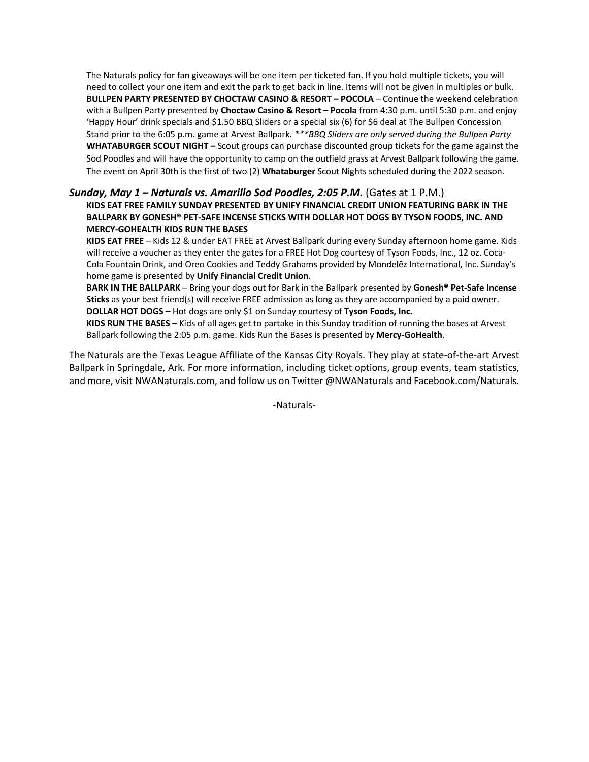The Naturals policy for fan giveaways will be one item per ticketed fan. If you hold multiple tickets, you will need to collect your one item and exit the park to get back in line. Items will not be given in multiples or bulk.

**BULLPEN PARTY PRESENTED BY CHOCTAW CASINO & RESORT – POCOLA** – Continue the weekend celebration with a Bullpen Party presented by **Choctaw Casino & Resort – Pocola** from 4:30 p.m. until 5:30 p.m. and enjoy 'Happy Hour' drink specials and $1.50 BBQ Sliders or a special six (6) for $6 deal at The Bullpen Concession Stand prior to the 6:05 p.m. game at Arvest Ballpark. *\*\*\*BBQ Sliders are only served during the Bullpen Party*

**WHATABURGER SCOUT NIGHT –** Scout groups can purchase discounted group tickets for the game against the Sod Poodles and will have the opportunity to camp on the outfield grass at Arvest Ballpark following the game. The event on April 30th is the first of two (2) **Whataburger** Scout Nights scheduled during the 2022 season.

### ***Sunday, May 1 – Naturals vs. Amarillo Sod Poodles, 2:05 P.M.*** (Gates at 1 P.M.)

**KIDS EAT FREE FAMILY SUNDAY PRESENTED BY UNIFY FINANCIAL CREDIT UNION FEATURING BARK IN THE BALLPARK BY GONESH® PET-SAFE INCENSE STICKS WITH DOLLAR HOT DOGS BY TYSON FOODS, INC. AND MERCY-GOHEALTH KIDS RUN THE BASES**

**KIDS EAT FREE** – Kids 12 & under EAT FREE at Arvest Ballpark during every Sunday afternoon home game. Kids will receive a voucher as they enter the gates for a FREE Hot Dog courtesy of Tyson Foods, Inc., 12 oz. Coca-Cola Fountain Drink, and Oreo Cookies and Teddy Grahams provided by Mondelēz International, Inc. Sunday's home game is presented by **Unify Financial Credit Union**.

**BARK IN THE BALLPARK** – Bring your dogs out for Bark in the Ballpark presented by **Gonesh® Pet-Safe Incense Sticks** as your best friend(s) will receive FREE admission as long as they are accompanied by a paid owner.

**DOLLAR HOT DOGS** – Hot dogs are only $1 on Sunday courtesy of **Tyson Foods, Inc.**

**KIDS RUN THE BASES** – Kids of all ages get to partake in this Sunday tradition of running the bases at Arvest Ballpark following the 2:05 p.m. game. Kids Run the Bases is presented by **Mercy-GoHealth**.

The Naturals are the Texas League Affiliate of the Kansas City Royals. They play at state-of-the-art Arvest Ballpark in Springdale, Ark. For more information, including ticket options, group events, team statistics, and more, visit NWANaturals.com, and follow us on Twitter @NWANaturals and Facebook.com/Naturals.

-Naturals-